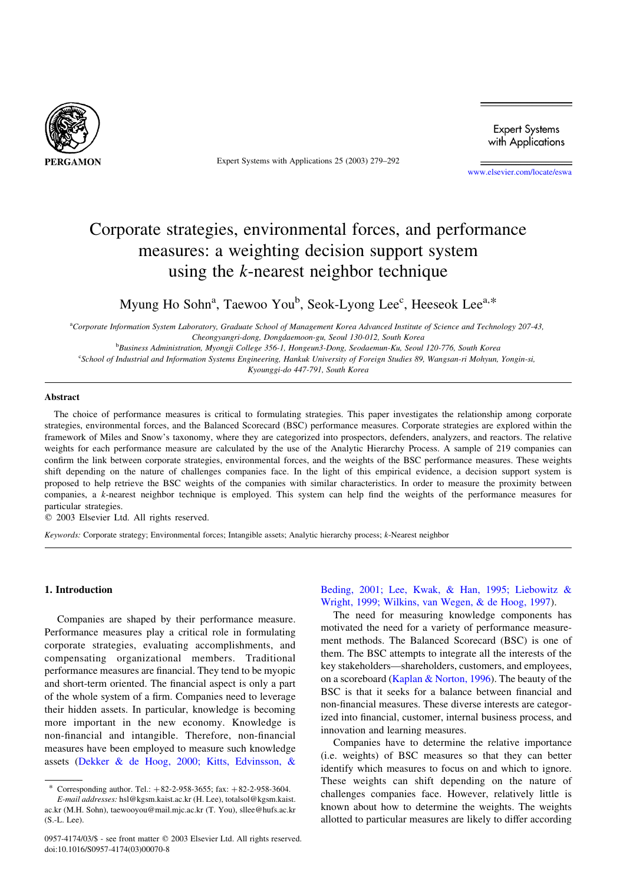# Corporate strategies, environmental forces, and performance measures: a weighting decision support system using the *k*-nearest neighbor technique

Myung Ho Sohn[a], Taewoo You[b], Seok-Lyong Lee[c], Heeseok Lee[a,*]

[a]*Corporate Information System Laboratory, Graduate School of Management Korea Advanced Institute of Science and Technology 207-43, Cheongyangri-dong, Dongdaemoon-gu, Seoul 130-012, South Korea*

[b]*Business Administration, Myongji College 356-1, Hongeun3-Dong, Seodaemun-Ku, Seoul 120-776, South Korea*

[c]*School of Industrial and Information Systems Engineering, Hankuk University of Foreign Studies 89, Wangsan-ri Mohyun, Yongin-si, Kyounggi-do 447-791, South Korea*

## Abstract

The choice of performance measures is critical to formulating strategies. This paper investigates the relationship among corporate strategies, environmental forces, and the Balanced Scorecard (BSC) performance measures. Corporate strategies are explored within the framework of Miles and Snow's taxonomy, where they are categorized into prospectors, defenders, analyzers, and reactors. The relative weights for each performance measure are calculated by the use of the Analytic Hierarchy Process. A sample of 219 companies can confirm the link between corporate strategies, environmental forces, and the weights of the BSC performance measures. These weights shift depending on the nature of challenges companies face. In the light of this empirical evidence, a decision support system is proposed to help retrieve the BSC weights of the companies with similar characteristics. In order to measure the proximity between companies, a *k*-nearest neighbor technique is employed. This system can help find the weights of the performance measures for particular strategies.

© 2003 Elsevier Ltd. All rights reserved.

*Keywords:* Corporate strategy; Environmental forces; Intangible assets; Analytic hierarchy process; *k*-Nearest neighbor

## 1. Introduction

Companies are shaped by their performance measure. Performance measures play a critical role in formulating corporate strategies, evaluating accomplishments, and compensating organizational members. Traditional performance measures are financial. They tend to be myopic and short-term oriented. The financial aspect is only a part of the whole system of a firm. Companies need to leverage their hidden assets. In particular, knowledge is becoming more important in the new economy. Knowledge is non-financial and intangible. Therefore, non-financial measures have been employed to measure such knowledge assets (Dekker & de Hoog, 2000; Kitts, Edvinsson, & Beding, 2001; Lee, Kwak, & Han, 1995; Liebowitz & Wright, 1999; Wilkins, van Wegen, & de Hoog, 1997).

The need for measuring knowledge components has motivated the need for a variety of performance measurement methods. The Balanced Scorecard (BSC) is one of them. The BSC attempts to integrate all the interests of the key stakeholders—shareholders, customers, and employees, on a scoreboard (Kaplan & Norton, 1996). The beauty of the BSC is that it seeks for a balance between financial and non-financial measures. These diverse interests are categorized into financial, customer, internal business process, and innovation and learning measures.

Companies have to determine the relative importance (i.e. weights) of BSC measures so that they can better identify which measures to focus on and which to ignore. These weights can shift depending on the nature of challenges companies face. However, relatively little is known about how to determine the weights. The weights allotted to particular measures are likely to differ according

---

\* Corresponding author. Tel.: +82-2-958-3655; fax: +82-2-958-3604.
*E-mail addresses:* hsl@kgsm.kaist.ac.kr (H. Lee), totalsol@kgsm.kaist.ac.kr (M.H. Sohn), taewooyou@mail.mjc.ac.kr (T. You), sllee@hufs.ac.kr (S.-L. Lee).

0957-4174/03/$ - see front matter © 2003 Elsevier Ltd. All rights reserved.
doi:10.1016/S0957-4174(03)00070-8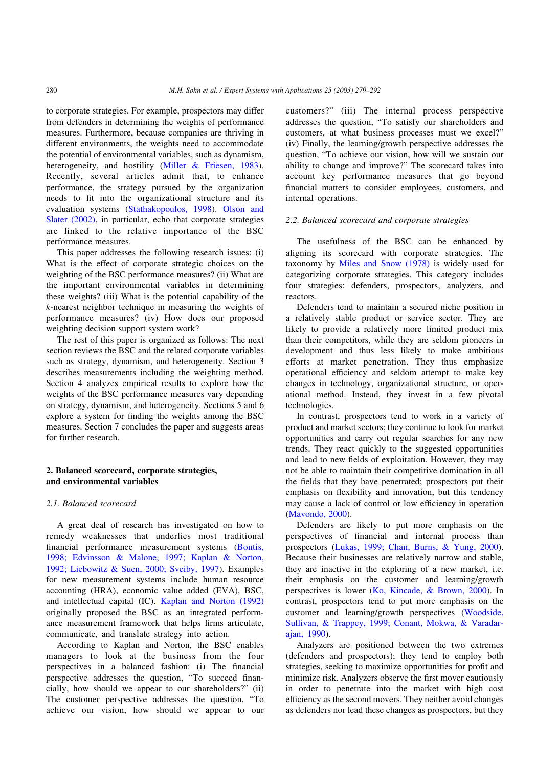to corporate strategies. For example, prospectors may differ from defenders in determining the weights of performance measures. Furthermore, because companies are thriving in different environments, the weights need to accommodate the potential of environmental variables, such as dynamism, heterogeneity, and hostility (Miller & Friesen, 1983). Recently, several articles admit that, to enhance performance, the strategy pursued by the organization needs to fit into the organizational structure and its evaluation systems (Stathakopoulos, 1998). Olson and Slater (2002), in particular, echo that corporate strategies are linked to the relative importance of the BSC performance measures.

This paper addresses the following research issues: (i) What is the effect of corporate strategic choices on the weighting of the BSC performance measures? (ii) What are the important environmental variables in determining these weights? (iii) What is the potential capability of the *k*-nearest neighbor technique in measuring the weights of performance measures? (iv) How does our proposed weighting decision support system work?

The rest of this paper is organized as follows: The next section reviews the BSC and the related corporate variables such as strategy, dynamism, and heterogeneity. Section 3 describes measurements including the weighting method. Section 4 analyzes empirical results to explore how the weights of the BSC performance measures vary depending on strategy, dynamism, and heterogeneity. Sections 5 and 6 explore a system for finding the weights among the BSC measures. Section 7 concludes the paper and suggests areas for further research.

## 2. Balanced scorecard, corporate strategies, and environmental variables

### 2.1. Balanced scorecard

A great deal of research has investigated on how to remedy weaknesses that underlies most traditional financial performance measurement systems (Bontis, 1998; Edvinsson & Malone, 1997; Kaplan & Norton, 1992; Liebowitz & Suen, 2000; Sveiby, 1997). Examples for new measurement systems include human resource accounting (HRA), economic value added (EVA), BSC, and intellectual capital (IC). Kaplan and Norton (1992) originally proposed the BSC as an integrated performance measurement framework that helps firms articulate, communicate, and translate strategy into action.

According to Kaplan and Norton, the BSC enables managers to look at the business from the four perspectives in a balanced fashion: (i) The financial perspective addresses the question, "To succeed financially, how should we appear to our shareholders?" (ii) The customer perspective addresses the question, "To achieve our vision, how should we appear to our customers?" (iii) The internal process perspective addresses the question, "To satisfy our shareholders and customers, at what business processes must we excel?" (iv) Finally, the learning/growth perspective addresses the question, "To achieve our vision, how will we sustain our ability to change and improve?" The scorecard takes into account key performance measures that go beyond financial matters to consider employees, customers, and internal operations.

### 2.2. Balanced scorecard and corporate strategies

The usefulness of the BSC can be enhanced by aligning its scorecard with corporate strategies. The taxonomy by Miles and Snow (1978) is widely used for categorizing corporate strategies. This category includes four strategies: defenders, prospectors, analyzers, and reactors.

Defenders tend to maintain a secured niche position in a relatively stable product or service sector. They are likely to provide a relatively more limited product mix than their competitors, while they are seldom pioneers in development and thus less likely to make ambitious efforts at market penetration. They thus emphasize operational efficiency and seldom attempt to make key changes in technology, organizational structure, or operational method. Instead, they invest in a few pivotal technologies.

In contrast, prospectors tend to work in a variety of product and market sectors; they continue to look for market opportunities and carry out regular searches for any new trends. They react quickly to the suggested opportunities and lead to new fields of exploitation. However, they may not be able to maintain their competitive domination in all the fields that they have penetrated; prospectors put their emphasis on flexibility and innovation, but this tendency may cause a lack of control or low efficiency in operation (Mavondo, 2000).

Defenders are likely to put more emphasis on the perspectives of financial and internal process than prospectors (Lukas, 1999; Chan, Burns, & Yung, 2000). Because their businesses are relatively narrow and stable, they are inactive in the exploring of a new market, i.e. their emphasis on the customer and learning/growth perspectives is lower (Ko, Kincade, & Brown, 2000). In contrast, prospectors tend to put more emphasis on the customer and learning/growth perspectives (Woodside, Sullivan, & Trappey, 1999; Conant, Mokwa, & Varadarajan, 1990).

Analyzers are positioned between the two extremes (defenders and prospectors); they tend to employ both strategies, seeking to maximize opportunities for profit and minimize risk. Analyzers observe the first mover cautiously in order to penetrate into the market with high cost efficiency as the second movers. They neither avoid changes as defenders nor lead these changes as prospectors, but they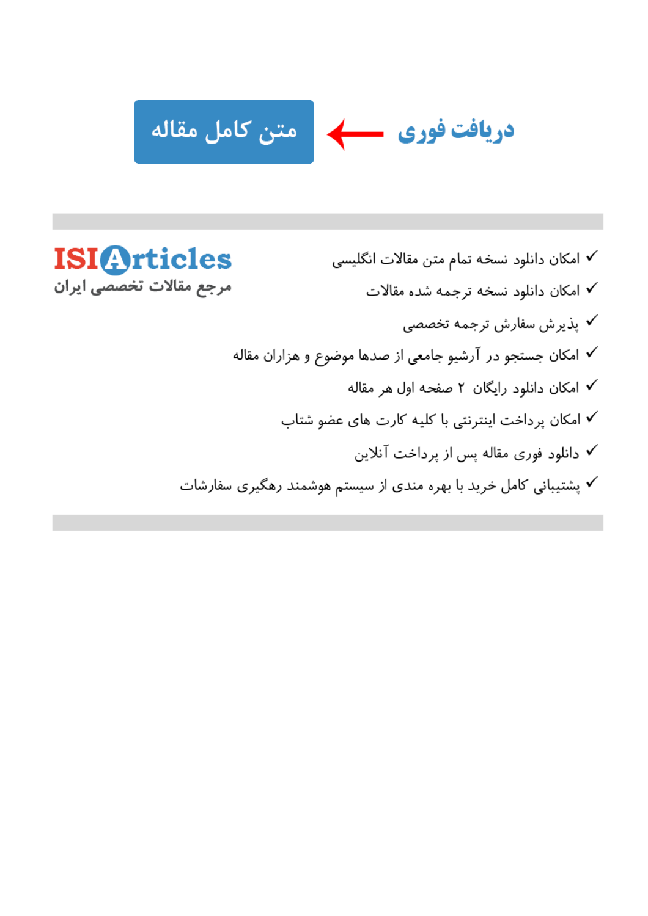دریافت فوری ← متن کامل مقاله

**ISIArticles**
مرجع مقالات تخصصی ایران

- ✓ امکان دانلود نسخه تمام متن مقالات انگلیسی
- ✓ امکان دانلود نسخه ترجمه شده مقالات
- ✓ پذیرش سفارش ترجمه تخصصی
- ✓ امکان جستجو در آرشیو جامعی از صدها موضوع و هزاران مقاله
- ✓ امکان دانلود رایگان ۲ صفحه اول هر مقاله
- ✓ امکان پرداخت اینترنتی با کلیه کارت های عضو شتاب
- ✓ دانلود فوری مقاله پس از پرداخت آنلاین
- ✓ پشتیبانی کامل خرید با بهره مندی از سیستم هوشمند رهگیری سفارشات